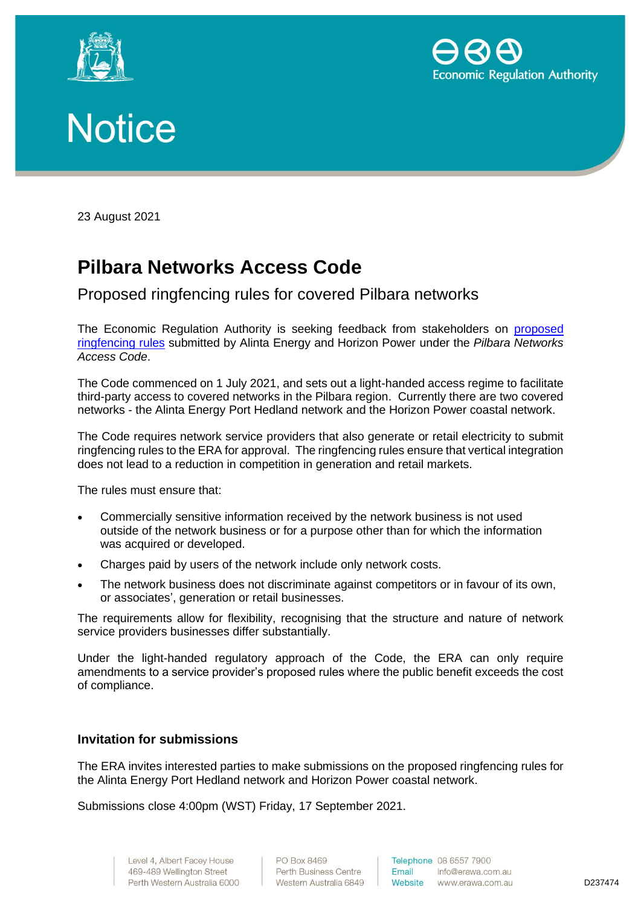# Notice

23 August 2021

## Pilbara Networks Access Code

### Proposed ringfencing rules for covered Pilbara networks

The Economic Regulation Authority is seeking feedback from stakeholders on proposed ringfencing rules submitted by Alinta Energy and Horizon Power under the *Pilbara Networks Access Code*.

The Code commenced on 1 July 2021, and sets out a light-handed access regime to facilitate third-party access to covered networks in the Pilbara region. Currently there are two covered networks - the Alinta Energy Port Hedland network and the Horizon Power coastal network.

The Code requires network service providers that also generate or retail electricity to submit ringfencing rules to the ERA for approval. The ringfencing rules ensure that vertical integration does not lead to a reduction in competition in generation and retail markets.

The rules must ensure that:

- Commercially sensitive information received by the network business is not used outside of the network business or for a purpose other than for which the information was acquired or developed.
- Charges paid by users of the network include only network costs.
- The network business does not discriminate against competitors or in favour of its own, or associates', generation or retail businesses.

The requirements allow for flexibility, recognising that the structure and nature of network service providers businesses differ substantially.

Under the light-handed regulatory approach of the Code, the ERA can only require amendments to a service provider's proposed rules where the public benefit exceeds the cost of compliance.

### Invitation for submissions

The ERA invites interested parties to make submissions on the proposed ringfencing rules for the Alinta Energy Port Hedland network and Horizon Power coastal network.

Submissions close 4:00pm (WST) Friday, 17 September 2021.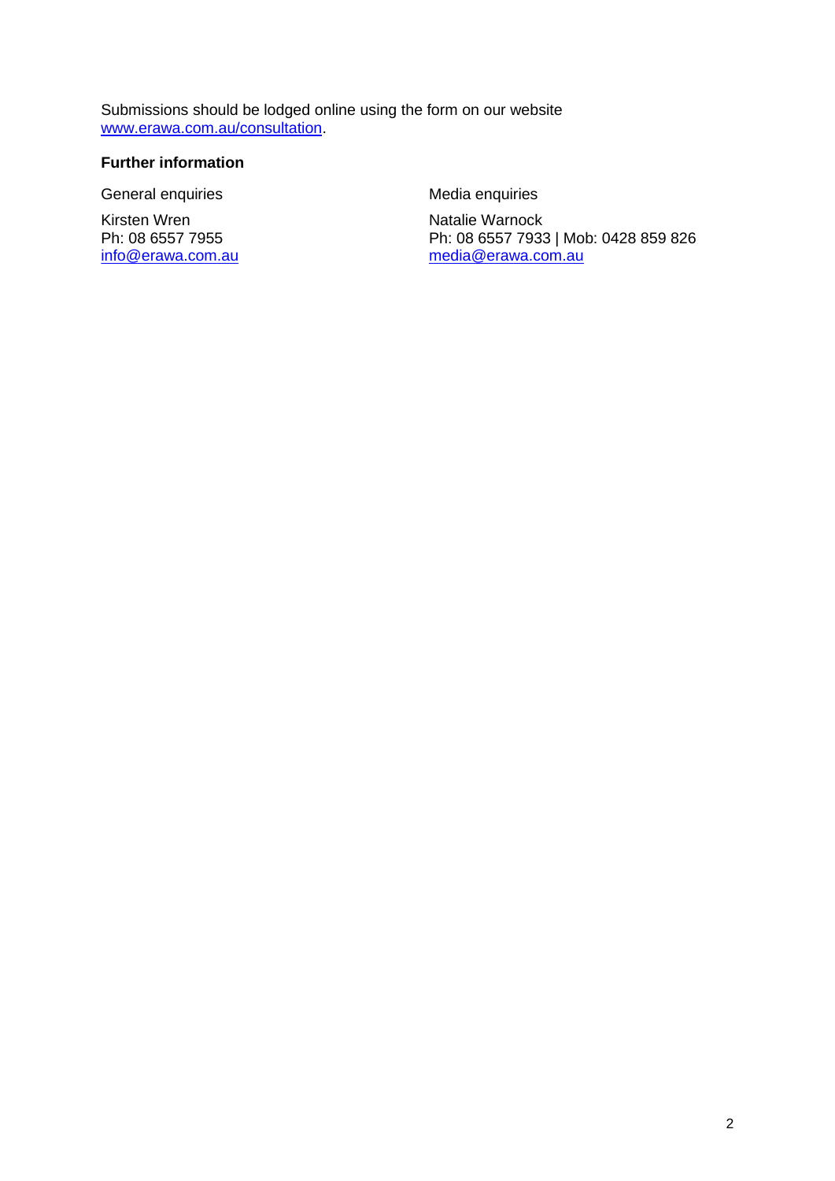Submissions should be lodged online using the form on our website www.erawa.com.au/consultation.

**Further information**

General enquiries

Kirsten Wren
Ph: 08 6557 7955
info@erawa.com.au

Media enquiries

Natalie Warnock
Ph: 08 6557 7933 | Mob: 0428 859 826
media@erawa.com.au